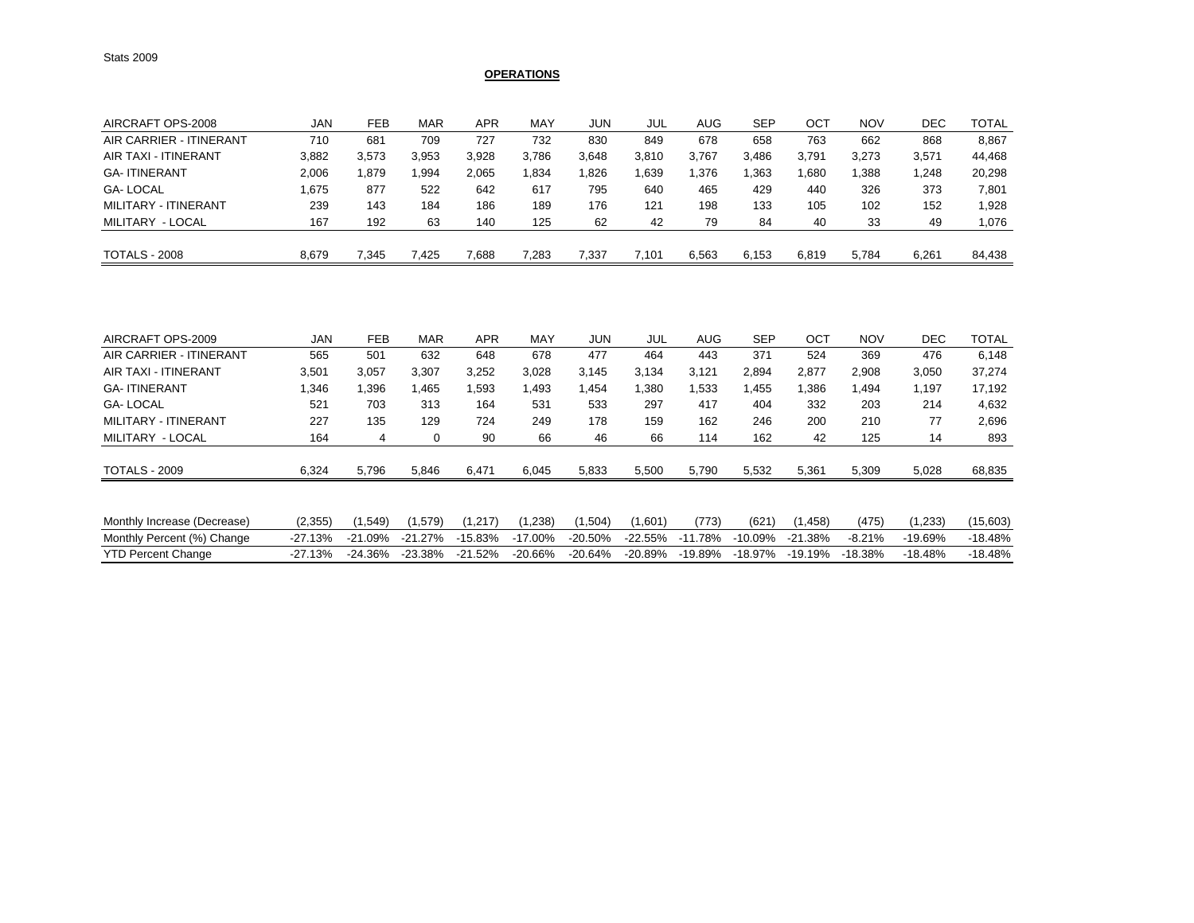Stats 2009

## OPERATIONS

| AIRCRAFT OPS-2008 | JAN | FEB | MAR | APR | MAY | JUN | JUL | AUG | SEP | OCT | NOV | DEC | TOTAL |
|---|---|---|---|---|---|---|---|---|---|---|---|---|---|
| AIR CARRIER - ITINERANT | 710 | 681 | 709 | 727 | 732 | 830 | 849 | 678 | 658 | 763 | 662 | 868 | 8,867 |
| AIR TAXI - ITINERANT | 3,882 | 3,573 | 3,953 | 3,928 | 3,786 | 3,648 | 3,810 | 3,767 | 3,486 | 3,791 | 3,273 | 3,571 | 44,468 |
| GA- ITINERANT | 2,006 | 1,879 | 1,994 | 2,065 | 1,834 | 1,826 | 1,639 | 1,376 | 1,363 | 1,680 | 1,388 | 1,248 | 20,298 |
| GA- LOCAL | 1,675 | 877 | 522 | 642 | 617 | 795 | 640 | 465 | 429 | 440 | 326 | 373 | 7,801 |
| MILITARY - ITINERANT | 239 | 143 | 184 | 186 | 189 | 176 | 121 | 198 | 133 | 105 | 102 | 152 | 1,928 |
| MILITARY - LOCAL | 167 | 192 | 63 | 140 | 125 | 62 | 42 | 79 | 84 | 40 | 33 | 49 | 1,076 |
| TOTALS - 2008 | 8,679 | 7,345 | 7,425 | 7,688 | 7,283 | 7,337 | 7,101 | 6,563 | 6,153 | 6,819 | 5,784 | 6,261 | 84,438 |

| AIRCRAFT OPS-2009 | JAN | FEB | MAR | APR | MAY | JUN | JUL | AUG | SEP | OCT | NOV | DEC | TOTAL |
|---|---|---|---|---|---|---|---|---|---|---|---|---|---|
| AIR CARRIER - ITINERANT | 565 | 501 | 632 | 648 | 678 | 477 | 464 | 443 | 371 | 524 | 369 | 476 | 6,148 |
| AIR TAXI - ITINERANT | 3,501 | 3,057 | 3,307 | 3,252 | 3,028 | 3,145 | 3,134 | 3,121 | 2,894 | 2,877 | 2,908 | 3,050 | 37,274 |
| GA- ITINERANT | 1,346 | 1,396 | 1,465 | 1,593 | 1,493 | 1,454 | 1,380 | 1,533 | 1,455 | 1,386 | 1,494 | 1,197 | 17,192 |
| GA- LOCAL | 521 | 703 | 313 | 164 | 531 | 533 | 297 | 417 | 404 | 332 | 203 | 214 | 4,632 |
| MILITARY - ITINERANT | 227 | 135 | 129 | 724 | 249 | 178 | 159 | 162 | 246 | 200 | 210 | 77 | 2,696 |
| MILITARY - LOCAL | 164 | 4 | 0 | 90 | 66 | 46 | 66 | 114 | 162 | 42 | 125 | 14 | 893 |
| TOTALS - 2009 | 6,324 | 5,796 | 5,846 | 6,471 | 6,045 | 5,833 | 5,500 | 5,790 | 5,532 | 5,361 | 5,309 | 5,028 | 68,835 |
| | | | | | | | | | | | | | |
| Monthly Increase (Decrease) | (2,355) | (1,549) | (1,579) | (1,217) | (1,238) | (1,504) | (1,601) | (773) | (621) | (1,458) | (475) | (1,233) | (15,603) |
| Monthly Percent (%) Change | -27.13% | -21.09% | -21.27% | -15.83% | -17.00% | -20.50% | -22.55% | -11.78% | -10.09% | -21.38% | -8.21% | -19.69% | -18.48% |
| YTD Percent Change | -27.13% | -24.36% | -23.38% | -21.52% | -20.66% | -20.64% | -20.89% | -19.89% | -18.97% | -19.19% | -18.38% | -18.48% | -18.48% |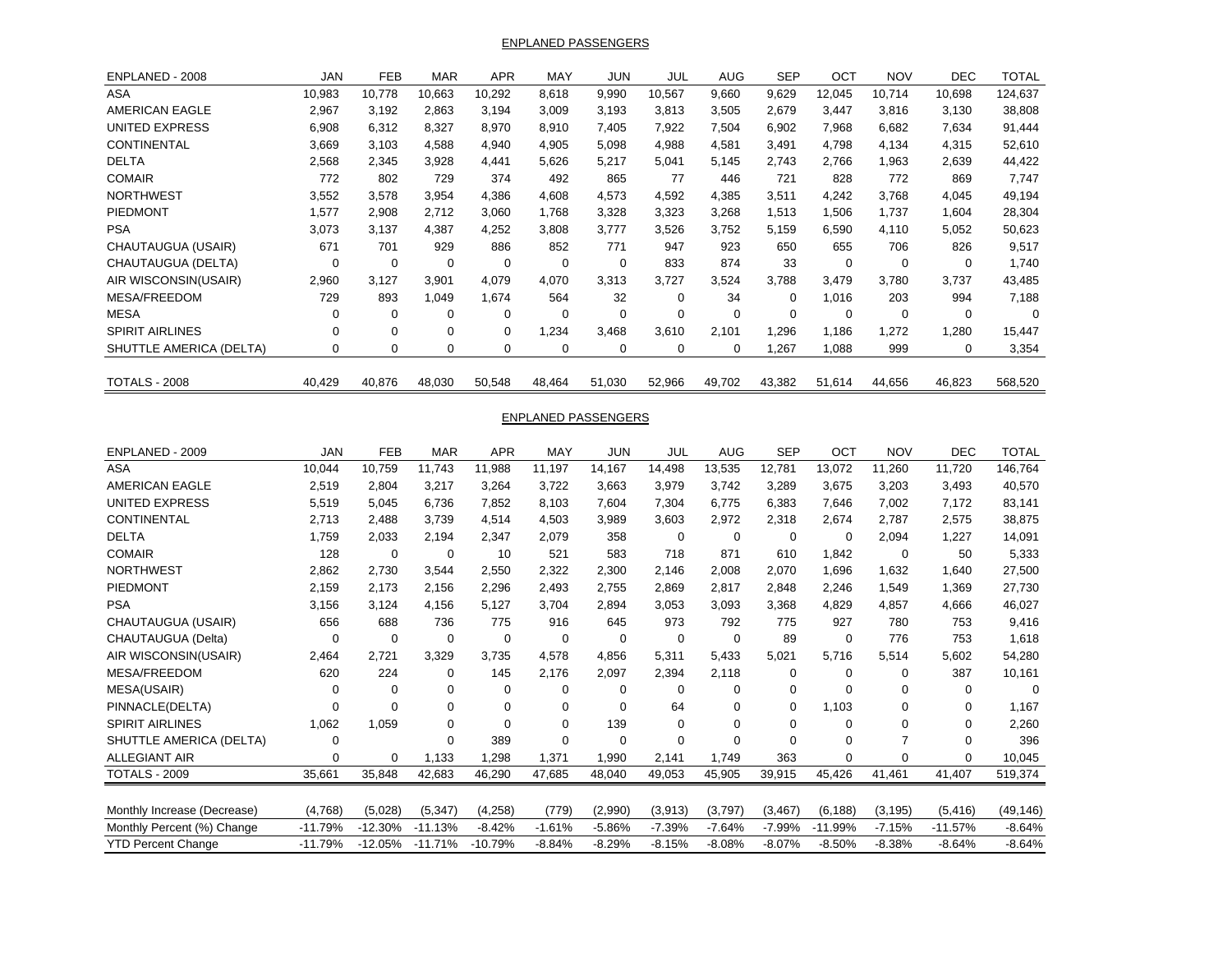## ENPLANED PASSENGERS

| ENPLANED - 2008 | JAN | FEB | MAR | APR | MAY | JUN | JUL | AUG | SEP | OCT | NOV | DEC | TOTAL |
|---|---|---|---|---|---|---|---|---|---|---|---|---|---|
| ASA | 10,983 | 10,778 | 10,663 | 10,292 | 8,618 | 9,990 | 10,567 | 9,660 | 9,629 | 12,045 | 10,714 | 10,698 | 124,637 |
| AMERICAN EAGLE | 2,967 | 3,192 | 2,863 | 3,194 | 3,009 | 3,193 | 3,813 | 3,505 | 2,679 | 3,447 | 3,816 | 3,130 | 38,808 |
| UNITED EXPRESS | 6,908 | 6,312 | 8,327 | 8,970 | 8,910 | 7,405 | 7,922 | 7,504 | 6,902 | 7,968 | 6,682 | 7,634 | 91,444 |
| CONTINENTAL | 3,669 | 3,103 | 4,588 | 4,940 | 4,905 | 5,098 | 4,988 | 4,581 | 3,491 | 4,798 | 4,134 | 4,315 | 52,610 |
| DELTA | 2,568 | 2,345 | 3,928 | 4,441 | 5,626 | 5,217 | 5,041 | 5,145 | 2,743 | 2,766 | 1,963 | 2,639 | 44,422 |
| COMAIR | 772 | 802 | 729 | 374 | 492 | 865 | 77 | 446 | 721 | 828 | 772 | 869 | 7,747 |
| NORTHWEST | 3,552 | 3,578 | 3,954 | 4,386 | 4,608 | 4,573 | 4,592 | 4,385 | 3,511 | 4,242 | 3,768 | 4,045 | 49,194 |
| PIEDMONT | 1,577 | 2,908 | 2,712 | 3,060 | 1,768 | 3,328 | 3,323 | 3,268 | 1,513 | 1,506 | 1,737 | 1,604 | 28,304 |
| PSA | 3,073 | 3,137 | 4,387 | 4,252 | 3,808 | 3,777 | 3,526 | 3,752 | 5,159 | 6,590 | 4,110 | 5,052 | 50,623 |
| CHAUTAUGUA (USAIR) | 671 | 701 | 929 | 886 | 852 | 771 | 947 | 923 | 650 | 655 | 706 | 826 | 9,517 |
| CHAUTAUGUA (DELTA) | 0 | 0 | 0 | 0 | 0 | 0 | 833 | 874 | 33 | 0 | 0 | 0 | 1,740 |
| AIR WISCONSIN(USAIR) | 2,960 | 3,127 | 3,901 | 4,079 | 4,070 | 3,313 | 3,727 | 3,524 | 3,788 | 3,479 | 3,780 | 3,737 | 43,485 |
| MESA/FREEDOM | 729 | 893 | 1,049 | 1,674 | 564 | 32 | 0 | 34 | 0 | 1,016 | 203 | 994 | 7,188 |
| MESA | 0 | 0 | 0 | 0 | 0 | 0 | 0 | 0 | 0 | 0 | 0 | 0 | 0 |
| SPIRIT AIRLINES | 0 | 0 | 0 | 0 | 1,234 | 3,468 | 3,610 | 2,101 | 1,296 | 1,186 | 1,272 | 1,280 | 15,447 |
| SHUTTLE AMERICA (DELTA) | 0 | 0 | 0 | 0 | 0 | 0 | 0 | 0 | 1,267 | 1,088 | 999 | 0 | 3,354 |
| TOTALS - 2008 | 40,429 | 40,876 | 48,030 | 50,548 | 48,464 | 51,030 | 52,966 | 49,702 | 43,382 | 51,614 | 44,656 | 46,823 | 568,520 |

## ENPLANED PASSENGERS

| ENPLANED - 2009 | JAN | FEB | MAR | APR | MAY | JUN | JUL | AUG | SEP | OCT | NOV | DEC | TOTAL |
|---|---|---|---|---|---|---|---|---|---|---|---|---|---|
| ASA | 10,044 | 10,759 | 11,743 | 11,988 | 11,197 | 14,167 | 14,498 | 13,535 | 12,781 | 13,072 | 11,260 | 11,720 | 146,764 |
| AMERICAN EAGLE | 2,519 | 2,804 | 3,217 | 3,264 | 3,722 | 3,663 | 3,979 | 3,742 | 3,289 | 3,675 | 3,203 | 3,493 | 40,570 |
| UNITED EXPRESS | 5,519 | 5,045 | 6,736 | 7,852 | 8,103 | 7,604 | 7,304 | 6,775 | 6,383 | 7,646 | 7,002 | 7,172 | 83,141 |
| CONTINENTAL | 2,713 | 2,488 | 3,739 | 4,514 | 4,503 | 3,989 | 3,603 | 2,972 | 2,318 | 2,674 | 2,787 | 2,575 | 38,875 |
| DELTA | 1,759 | 2,033 | 2,194 | 2,347 | 2,079 | 358 | 0 | 0 | 0 | 0 | 2,094 | 1,227 | 14,091 |
| COMAIR | 128 | 0 | 0 | 10 | 521 | 583 | 718 | 871 | 610 | 1,842 | 0 | 50 | 5,333 |
| NORTHWEST | 2,862 | 2,730 | 3,544 | 2,550 | 2,322 | 2,300 | 2,146 | 2,008 | 2,070 | 1,696 | 1,632 | 1,640 | 27,500 |
| PIEDMONT | 2,159 | 2,173 | 2,156 | 2,296 | 2,493 | 2,755 | 2,869 | 2,817 | 2,848 | 2,246 | 1,549 | 1,369 | 27,730 |
| PSA | 3,156 | 3,124 | 4,156 | 5,127 | 3,704 | 2,894 | 3,053 | 3,093 | 3,368 | 4,829 | 4,857 | 4,666 | 46,027 |
| CHAUTAUGUA (USAIR) | 656 | 688 | 736 | 775 | 916 | 645 | 973 | 792 | 775 | 927 | 780 | 753 | 9,416 |
| CHAUTAUGUA (Delta) | 0 | 0 | 0 | 0 | 0 | 0 | 0 | 0 | 89 | 0 | 776 | 753 | 1,618 |
| AIR WISCONSIN(USAIR) | 2,464 | 2,721 | 3,329 | 3,735 | 4,578 | 4,856 | 5,311 | 5,433 | 5,021 | 5,716 | 5,514 | 5,602 | 54,280 |
| MESA/FREEDOM | 620 | 224 | 0 | 145 | 2,176 | 2,097 | 2,394 | 2,118 | 0 | 0 | 0 | 387 | 10,161 |
| MESA(USAIR) | 0 | 0 | 0 | 0 | 0 | 0 | 0 | 0 | 0 | 0 | 0 | 0 | 0 |
| PINNACLE(DELTA) | 0 | 0 | 0 | 0 | 0 | 0 | 64 | 0 | 0 | 1,103 | 0 | 0 | 1,167 |
| SPIRIT AIRLINES | 1,062 | 1,059 | 0 | 0 | 0 | 139 | 0 | 0 | 0 | 0 | 0 | 0 | 2,260 |
| SHUTTLE AMERICA (DELTA) | 0 | | 0 | 389 | 0 | 0 | 0 | 0 | 0 | 0 | 7 | 0 | 396 |
| ALLEGIANT AIR | 0 | 0 | 1,133 | 1,298 | 1,371 | 1,990 | 2,141 | 1,749 | 363 | 0 | 0 | 0 | 10,045 |
| TOTALS - 2009 | 35,661 | 35,848 | 42,683 | 46,290 | 47,685 | 48,040 | 49,053 | 45,905 | 39,915 | 45,426 | 41,461 | 41,407 | 519,374 |
| Monthly Increase (Decrease) | (4,768) | (5,028) | (5,347) | (4,258) | (779) | (2,990) | (3,913) | (3,797) | (3,467) | (6,188) | (3,195) | (5,416) | (49,146) |
| Monthly Percent (%) Change | -11.79% | -12.30% | -11.13% | -8.42% | -1.61% | -5.86% | -7.39% | -7.64% | -7.99% | -11.99% | -7.15% | -11.57% | -8.64% |
| YTD Percent Change | -11.79% | -12.05% | -11.71% | -10.79% | -8.84% | -8.29% | -8.15% | -8.08% | -8.07% | -8.50% | -8.38% | -8.64% | -8.64% |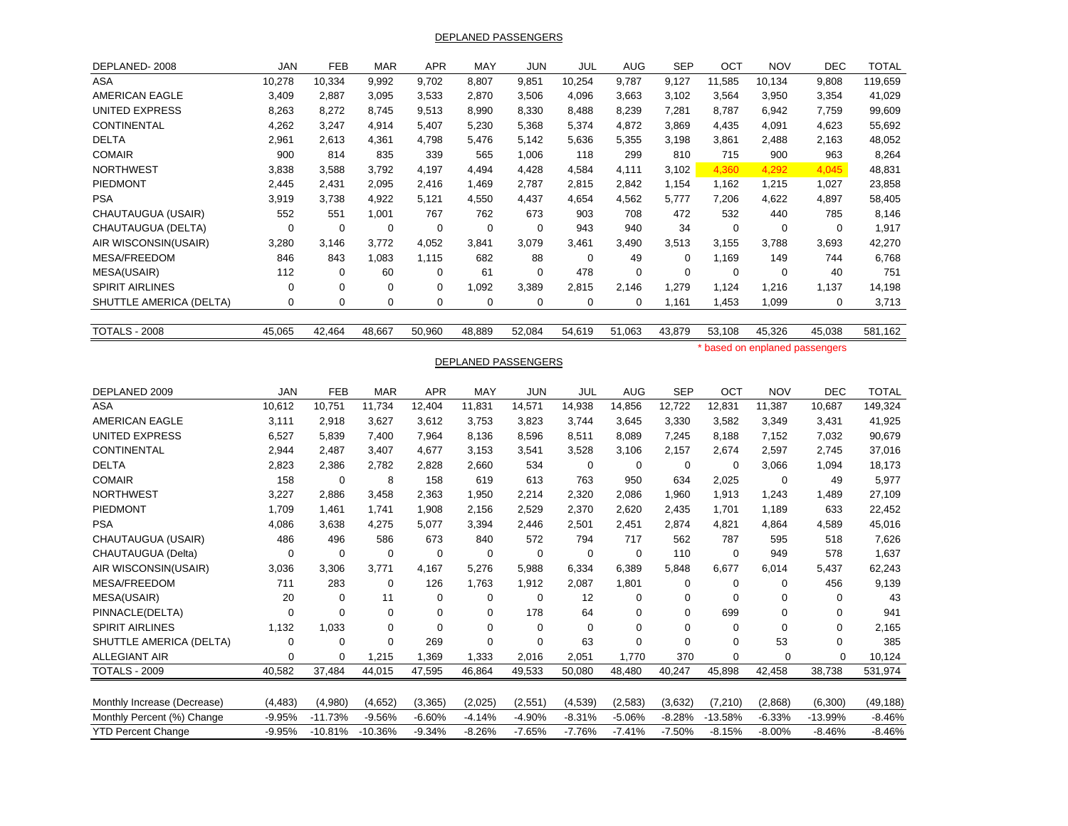## DEPLANED PASSENGERS

| DEPLANED- 2008 | JAN | FEB | MAR | APR | MAY | JUN | JUL | AUG | SEP | OCT | NOV | DEC | TOTAL |
|---|---|---|---|---|---|---|---|---|---|---|---|---|---|
| ASA | 10,278 | 10,334 | 9,992 | 9,702 | 8,807 | 9,851 | 10,254 | 9,787 | 9,127 | 11,585 | 10,134 | 9,808 | 119,659 |
| AMERICAN EAGLE | 3,409 | 2,887 | 3,095 | 3,533 | 2,870 | 3,506 | 4,096 | 3,663 | 3,102 | 3,564 | 3,950 | 3,354 | 41,029 |
| UNITED EXPRESS | 8,263 | 8,272 | 8,745 | 9,513 | 8,990 | 8,330 | 8,488 | 8,239 | 7,281 | 8,787 | 6,942 | 7,759 | 99,609 |
| CONTINENTAL | 4,262 | 3,247 | 4,914 | 5,407 | 5,230 | 5,368 | 5,374 | 4,872 | 3,869 | 4,435 | 4,091 | 4,623 | 55,692 |
| DELTA | 2,961 | 2,613 | 4,361 | 4,798 | 5,476 | 5,142 | 5,636 | 5,355 | 3,198 | 3,861 | 2,488 | 2,163 | 48,052 |
| COMAIR | 900 | 814 | 835 | 339 | 565 | 1,006 | 118 | 299 | 810 | 715 | 900 | 963 | 8,264 |
| NORTHWEST | 3,838 | 3,588 | 3,792 | 4,197 | 4,494 | 4,428 | 4,584 | 4,111 | 3,102 | 4,360 | 4,292 | 4,045 | 48,831 |
| PIEDMONT | 2,445 | 2,431 | 2,095 | 2,416 | 1,469 | 2,787 | 2,815 | 2,842 | 1,154 | 1,162 | 1,215 | 1,027 | 23,858 |
| PSA | 3,919 | 3,738 | 4,922 | 5,121 | 4,550 | 4,437 | 4,654 | 4,562 | 5,777 | 7,206 | 4,622 | 4,897 | 58,405 |
| CHAUTAUGUA (USAIR) | 552 | 551 | 1,001 | 767 | 762 | 673 | 903 | 708 | 472 | 532 | 440 | 785 | 8,146 |
| CHAUTAUGUA (DELTA) | 0 | 0 | 0 | 0 | 0 | 0 | 943 | 940 | 34 | 0 | 0 | 0 | 1,917 |
| AIR WISCONSIN(USAIR) | 3,280 | 3,146 | 3,772 | 4,052 | 3,841 | 3,079 | 3,461 | 3,490 | 3,513 | 3,155 | 3,788 | 3,693 | 42,270 |
| MESA/FREEDOM | 846 | 843 | 1,083 | 1,115 | 682 | 88 | 0 | 49 | 0 | 1,169 | 149 | 744 | 6,768 |
| MESA(USAIR) | 112 | 0 | 60 | 0 | 61 | 0 | 478 | 0 | 0 | 0 | 0 | 40 | 751 |
| SPIRIT AIRLINES | 0 | 0 | 0 | 0 | 1,092 | 3,389 | 2,815 | 2,146 | 1,279 | 1,124 | 1,216 | 1,137 | 14,198 |
| SHUTTLE AMERICA (DELTA) | 0 | 0 | 0 | 0 | 0 | 0 | 0 | 0 | 1,161 | 1,453 | 1,099 | 0 | 3,713 |
| TOTALS - 2008 | 45,065 | 42,464 | 48,667 | 50,960 | 48,889 | 52,084 | 54,619 | 51,063 | 43,879 | 53,108 | 45,326 | 45,038 | 581,162 |

* based on enplaned passengers

## DEPLANED PASSENGERS

| DEPLANED 2009 | JAN | FEB | MAR | APR | MAY | JUN | JUL | AUG | SEP | OCT | NOV | DEC | TOTAL |
|---|---|---|---|---|---|---|---|---|---|---|---|---|---|
| ASA | 10,612 | 10,751 | 11,734 | 12,404 | 11,831 | 14,571 | 14,938 | 14,856 | 12,722 | 12,831 | 11,387 | 10,687 | 149,324 |
| AMERICAN EAGLE | 3,111 | 2,918 | 3,627 | 3,612 | 3,753 | 3,823 | 3,744 | 3,645 | 3,330 | 3,582 | 3,349 | 3,431 | 41,925 |
| UNITED EXPRESS | 6,527 | 5,839 | 7,400 | 7,964 | 8,136 | 8,596 | 8,511 | 8,089 | 7,245 | 8,188 | 7,152 | 7,032 | 90,679 |
| CONTINENTAL | 2,944 | 2,487 | 3,407 | 4,677 | 3,153 | 3,541 | 3,528 | 3,106 | 2,157 | 2,674 | 2,597 | 2,745 | 37,016 |
| DELTA | 2,823 | 2,386 | 2,782 | 2,828 | 2,660 | 534 | 0 | 0 | 0 | 0 | 3,066 | 1,094 | 18,173 |
| COMAIR | 158 | 0 | 8 | 158 | 619 | 613 | 763 | 950 | 634 | 2,025 | 0 | 49 | 5,977 |
| NORTHWEST | 3,227 | 2,886 | 3,458 | 2,363 | 1,950 | 2,214 | 2,320 | 2,086 | 1,960 | 1,913 | 1,243 | 1,489 | 27,109 |
| PIEDMONT | 1,709 | 1,461 | 1,741 | 1,908 | 2,156 | 2,529 | 2,370 | 2,620 | 2,435 | 1,701 | 1,189 | 633 | 22,452 |
| PSA | 4,086 | 3,638 | 4,275 | 5,077 | 3,394 | 2,446 | 2,501 | 2,451 | 2,874 | 4,821 | 4,864 | 4,589 | 45,016 |
| CHAUTAUGUA (USAIR) | 486 | 496 | 586 | 673 | 840 | 572 | 794 | 717 | 562 | 787 | 595 | 518 | 7,626 |
| CHAUTAUGUA (Delta) | 0 | 0 | 0 | 0 | 0 | 0 | 0 | 0 | 110 | 0 | 949 | 578 | 1,637 |
| AIR WISCONSIN(USAIR) | 3,036 | 3,306 | 3,771 | 4,167 | 5,276 | 5,988 | 6,334 | 6,389 | 5,848 | 6,677 | 6,014 | 5,437 | 62,243 |
| MESA/FREEDOM | 711 | 283 | 0 | 126 | 1,763 | 1,912 | 2,087 | 1,801 | 0 | 0 | 0 | 456 | 9,139 |
| MESA(USAIR) | 20 | 0 | 11 | 0 | 0 | 0 | 12 | 0 | 0 | 0 | 0 | 0 | 43 |
| PINNACLE(DELTA) | 0 | 0 | 0 | 0 | 0 | 178 | 64 | 0 | 0 | 699 | 0 | 0 | 941 |
| SPIRIT AIRLINES | 1,132 | 1,033 | 0 | 0 | 0 | 0 | 0 | 0 | 0 | 0 | 0 | 0 | 2,165 |
| SHUTTLE AMERICA (DELTA) | 0 | 0 | 0 | 269 | 0 | 0 | 63 | 0 | 0 | 0 | 53 | 0 | 385 |
| ALLEGIANT AIR | 0 | 0 | 1,215 | 1,369 | 1,333 | 2,016 | 2,051 | 1,770 | 370 | 0 | 0 | 0 | 10,124 |
| TOTALS - 2009 | 40,582 | 37,484 | 44,015 | 47,595 | 46,864 | 49,533 | 50,080 | 48,480 | 40,247 | 45,898 | 42,458 | 38,738 | 531,974 |
| Monthly Increase (Decrease) | (4,483) | (4,980) | (4,652) | (3,365) | (2,025) | (2,551) | (4,539) | (2,583) | (3,632) | (7,210) | (2,868) | (6,300) | (49,188) |
| Monthly Percent (%) Change | -9.95% | -11.73% | -9.56% | -6.60% | -4.14% | -4.90% | -8.31% | -5.06% | -8.28% | -13.58% | -6.33% | -13.99% | -8.46% |
| YTD Percent Change | -9.95% | -10.81% | -10.36% | -9.34% | -8.26% | -7.65% | -7.76% | -7.41% | -7.50% | -8.15% | -8.00% | -8.46% | -8.46% |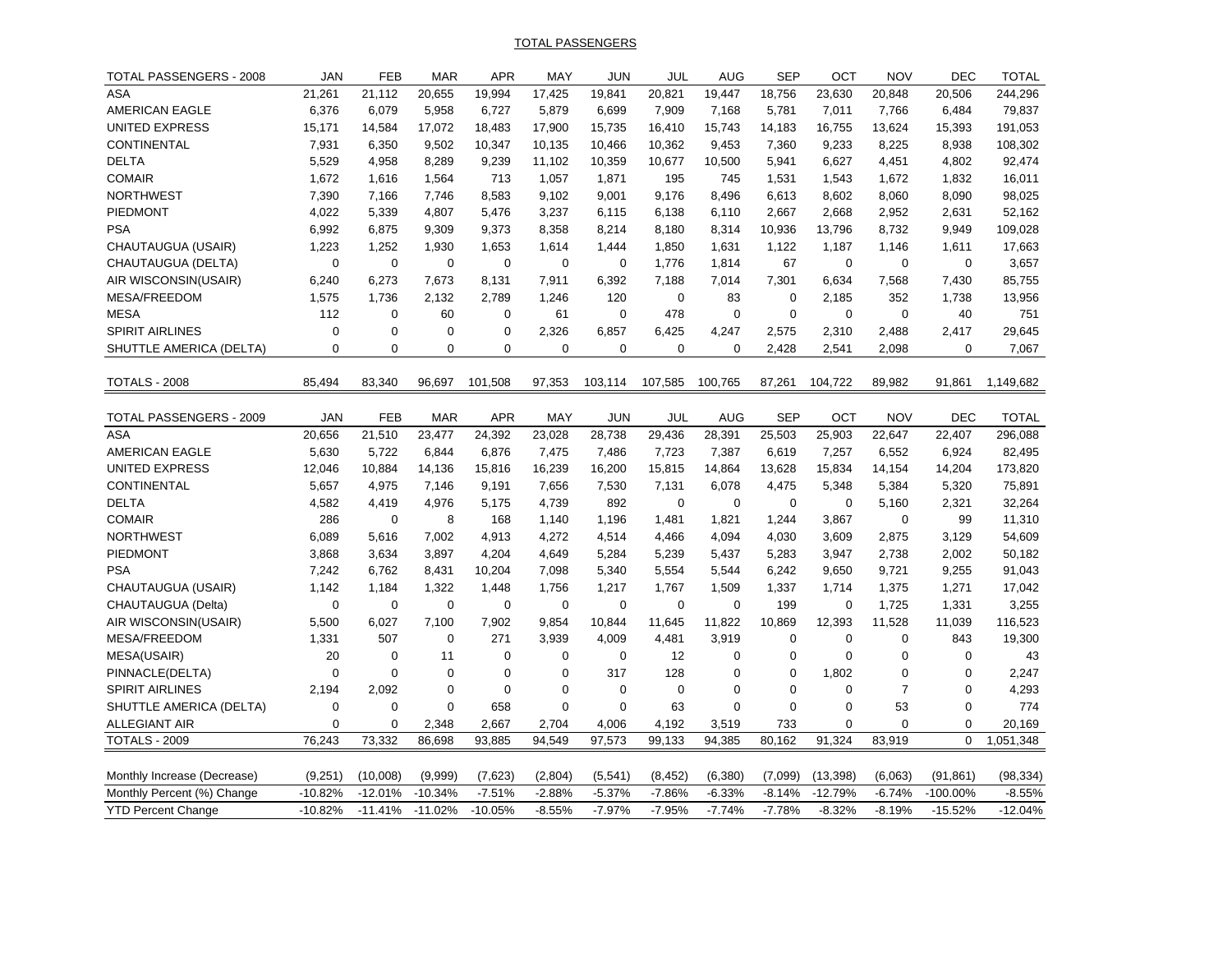TOTAL PASSENGERS

| TOTAL PASSENGERS - 2008 | JAN | FEB | MAR | APR | MAY | JUN | JUL | AUG | SEP | OCT | NOV | DEC | TOTAL |
|---|---|---|---|---|---|---|---|---|---|---|---|---|---|
| ASA | 21,261 | 21,112 | 20,655 | 19,994 | 17,425 | 19,841 | 20,821 | 19,447 | 18,756 | 23,630 | 20,848 | 20,506 | 244,296 |
| AMERICAN EAGLE | 6,376 | 6,079 | 5,958 | 6,727 | 5,879 | 6,699 | 7,909 | 7,168 | 5,781 | 7,011 | 7,766 | 6,484 | 79,837 |
| UNITED EXPRESS | 15,171 | 14,584 | 17,072 | 18,483 | 17,900 | 15,735 | 16,410 | 15,743 | 14,183 | 16,755 | 13,624 | 15,393 | 191,053 |
| CONTINENTAL | 7,931 | 6,350 | 9,502 | 10,347 | 10,135 | 10,466 | 10,362 | 9,453 | 7,360 | 9,233 | 8,225 | 8,938 | 108,302 |
| DELTA | 5,529 | 4,958 | 8,289 | 9,239 | 11,102 | 10,359 | 10,677 | 10,500 | 5,941 | 6,627 | 4,451 | 4,802 | 92,474 |
| COMAIR | 1,672 | 1,616 | 1,564 | 713 | 1,057 | 1,871 | 195 | 745 | 1,531 | 1,543 | 1,672 | 1,832 | 16,011 |
| NORTHWEST | 7,390 | 7,166 | 7,746 | 8,583 | 9,102 | 9,001 | 9,176 | 8,496 | 6,613 | 8,602 | 8,060 | 8,090 | 98,025 |
| PIEDMONT | 4,022 | 5,339 | 4,807 | 5,476 | 3,237 | 6,115 | 6,138 | 6,110 | 2,667 | 2,668 | 2,952 | 2,631 | 52,162 |
| PSA | 6,992 | 6,875 | 9,309 | 9,373 | 8,358 | 8,214 | 8,180 | 8,314 | 10,936 | 13,796 | 8,732 | 9,949 | 109,028 |
| CHAUTAUGUA (USAIR) | 1,223 | 1,252 | 1,930 | 1,653 | 1,614 | 1,444 | 1,850 | 1,631 | 1,122 | 1,187 | 1,146 | 1,611 | 17,663 |
| CHAUTAUGUA (DELTA) | 0 | 0 | 0 | 0 | 0 | 0 | 1,776 | 1,814 | 67 | 0 | 0 | 0 | 3,657 |
| AIR WISCONSIN(USAIR) | 6,240 | 6,273 | 7,673 | 8,131 | 7,911 | 6,392 | 7,188 | 7,014 | 7,301 | 6,634 | 7,568 | 7,430 | 85,755 |
| MESA/FREEDOM | 1,575 | 1,736 | 2,132 | 2,789 | 1,246 | 120 | 0 | 83 | 0 | 2,185 | 352 | 1,738 | 13,956 |
| MESA | 112 | 0 | 60 | 0 | 61 | 0 | 478 | 0 | 0 | 0 | 0 | 40 | 751 |
| SPIRIT AIRLINES | 0 | 0 | 0 | 0 | 2,326 | 6,857 | 6,425 | 4,247 | 2,575 | 2,310 | 2,488 | 2,417 | 29,645 |
| SHUTTLE AMERICA (DELTA) | 0 | 0 | 0 | 0 | 0 | 0 | 0 | 0 | 2,428 | 2,541 | 2,098 | 0 | 7,067 |
| TOTALS - 2008 | 85,494 | 83,340 | 96,697 | 101,508 | 97,353 | 103,114 | 107,585 | 100,765 | 87,261 | 104,722 | 89,982 | 91,861 | 1,149,682 |

| TOTAL PASSENGERS - 2009 | JAN | FEB | MAR | APR | MAY | JUN | JUL | AUG | SEP | OCT | NOV | DEC | TOTAL |
|---|---|---|---|---|---|---|---|---|---|---|---|---|---|
| ASA | 20,656 | 21,510 | 23,477 | 24,392 | 23,028 | 28,738 | 29,436 | 28,391 | 25,503 | 25,903 | 22,647 | 22,407 | 296,088 |
| AMERICAN EAGLE | 5,630 | 5,722 | 6,844 | 6,876 | 7,475 | 7,486 | 7,723 | 7,387 | 6,619 | 7,257 | 6,552 | 6,924 | 82,495 |
| UNITED EXPRESS | 12,046 | 10,884 | 14,136 | 15,816 | 16,239 | 16,200 | 15,815 | 14,864 | 13,628 | 15,834 | 14,154 | 14,204 | 173,820 |
| CONTINENTAL | 5,657 | 4,975 | 7,146 | 9,191 | 7,656 | 7,530 | 7,131 | 6,078 | 4,475 | 5,348 | 5,384 | 5,320 | 75,891 |
| DELTA | 4,582 | 4,419 | 4,976 | 5,175 | 4,739 | 892 | 0 | 0 | 0 | 0 | 5,160 | 2,321 | 32,264 |
| COMAIR | 286 | 0 | 8 | 168 | 1,140 | 1,196 | 1,481 | 1,821 | 1,244 | 3,867 | 0 | 99 | 11,310 |
| NORTHWEST | 6,089 | 5,616 | 7,002 | 4,913 | 4,272 | 4,514 | 4,466 | 4,094 | 4,030 | 3,609 | 2,875 | 3,129 | 54,609 |
| PIEDMONT | 3,868 | 3,634 | 3,897 | 4,204 | 4,649 | 5,284 | 5,239 | 5,437 | 5,283 | 3,947 | 2,738 | 2,002 | 50,182 |
| PSA | 7,242 | 6,762 | 8,431 | 10,204 | 7,098 | 5,340 | 5,554 | 5,544 | 6,242 | 9,650 | 9,721 | 9,255 | 91,043 |
| CHAUTAUGUA (USAIR) | 1,142 | 1,184 | 1,322 | 1,448 | 1,756 | 1,217 | 1,767 | 1,509 | 1,337 | 1,714 | 1,375 | 1,271 | 17,042 |
| CHAUTAUGUA (Delta) | 0 | 0 | 0 | 0 | 0 | 0 | 0 | 0 | 199 | 0 | 1,725 | 1,331 | 3,255 |
| AIR WISCONSIN(USAIR) | 5,500 | 6,027 | 7,100 | 7,902 | 9,854 | 10,844 | 11,645 | 11,822 | 10,869 | 12,393 | 11,528 | 11,039 | 116,523 |
| MESA/FREEDOM | 1,331 | 507 | 0 | 271 | 3,939 | 4,009 | 4,481 | 3,919 | 0 | 0 | 0 | 843 | 19,300 |
| MESA(USAIR) | 20 | 0 | 11 | 0 | 0 | 0 | 12 | 0 | 0 | 0 | 0 | 0 | 43 |
| PINNACLE(DELTA) | 0 | 0 | 0 | 0 | 0 | 317 | 128 | 0 | 0 | 1,802 | 0 | 0 | 2,247 |
| SPIRIT AIRLINES | 2,194 | 2,092 | 0 | 0 | 0 | 0 | 0 | 0 | 0 | 0 | 7 | 0 | 4,293 |
| SHUTTLE AMERICA (DELTA) | 0 | 0 | 0 | 658 | 0 | 0 | 63 | 0 | 0 | 0 | 53 | 0 | 774 |
| ALLEGIANT AIR | 0 | 0 | 2,348 | 2,667 | 2,704 | 4,006 | 4,192 | 3,519 | 733 | 0 | 0 | 0 | 20,169 |
| TOTALS - 2009 | 76,243 | 73,332 | 86,698 | 93,885 | 94,549 | 97,573 | 99,133 | 94,385 | 80,162 | 91,324 | 83,919 | 0 | 1,051,348 |
| Monthly Increase (Decrease) | (9,251) | (10,008) | (9,999) | (7,623) | (2,804) | (5,541) | (8,452) | (6,380) | (7,099) | (13,398) | (6,063) | (91,861) | (98,334) |
| Monthly Percent (%) Change | -10.82% | -12.01% | -10.34% | -7.51% | -2.88% | -5.37% | -7.86% | -6.33% | -8.14% | -12.79% | -6.74% | -100.00% | -8.55% |
| YTD Percent Change | -10.82% | -11.41% | -11.02% | -10.05% | -8.55% | -7.97% | -7.95% | -7.74% | -7.78% | -8.32% | -8.19% | -15.52% | -12.04% |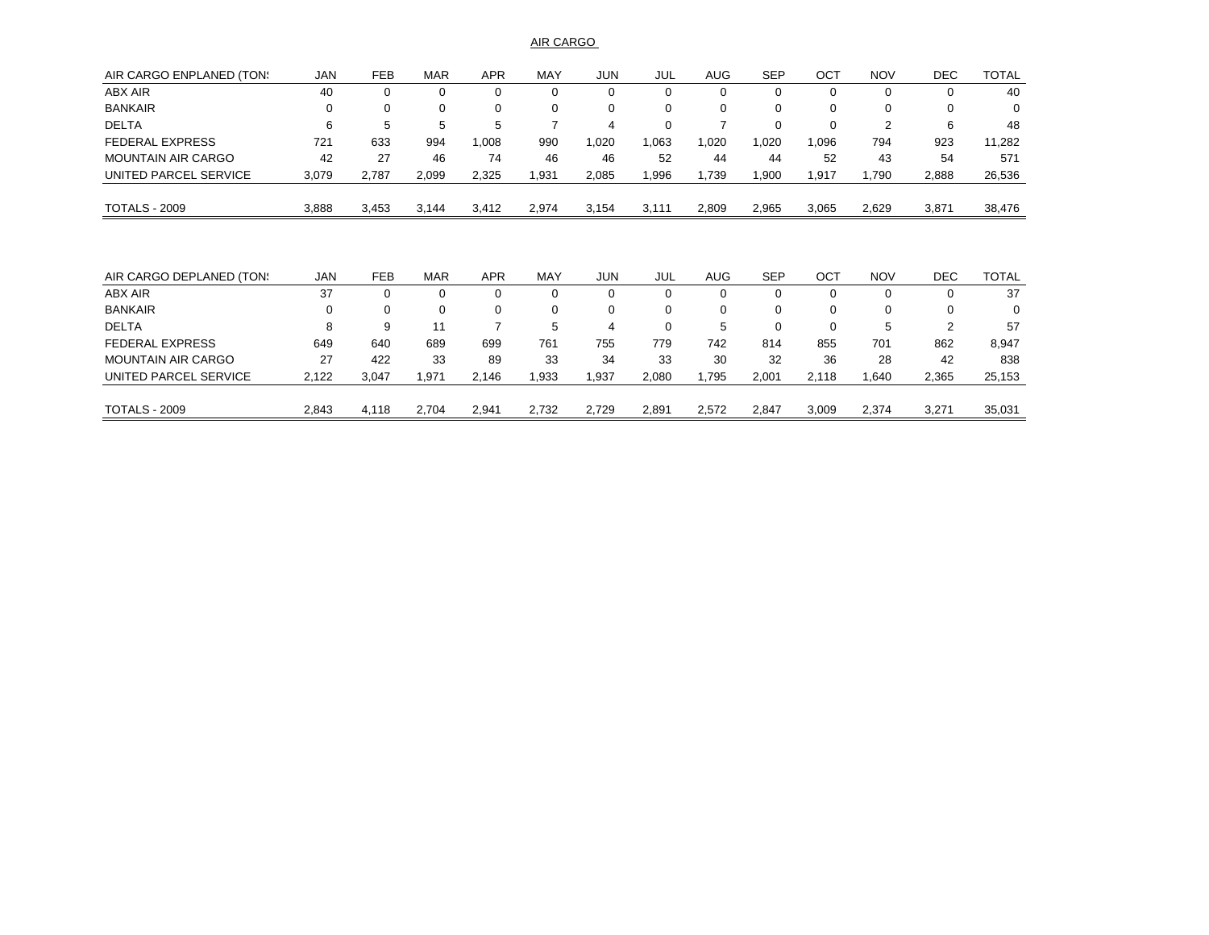AIR CARGO

| AIR CARGO ENPLANED (TONS | JAN | FEB | MAR | APR | MAY | JUN | JUL | AUG | SEP | OCT | NOV | DEC | TOTAL |
|---|---|---|---|---|---|---|---|---|---|---|---|---|---|
| ABX AIR | 40 | 0 | 0 | 0 | 0 | 0 | 0 | 0 | 0 | 0 | 0 | 0 | 40 |
| BANKAIR | 0 | 0 | 0 | 0 | 0 | 0 | 0 | 0 | 0 | 0 | 0 | 0 | 0 |
| DELTA | 6 | 5 | 5 | 5 | 7 | 4 | 0 | 7 | 0 | 0 | 2 | 6 | 48 |
| FEDERAL EXPRESS | 721 | 633 | 994 | 1,008 | 990 | 1,020 | 1,063 | 1,020 | 1,020 | 1,096 | 794 | 923 | 11,282 |
| MOUNTAIN AIR CARGO | 42 | 27 | 46 | 74 | 46 | 46 | 46 | 52 | 44 | 44 | 52 | 43 | 54 | 571 |
| UNITED PARCEL SERVICE | 3,079 | 2,787 | 2,099 | 2,325 | 1,931 | 2,085 | 1,996 | 1,739 | 1,900 | 1,917 | 1,790 | 2,888 | 26,536 |
| TOTALS - 2009 | 3,888 | 3,453 | 3,144 | 3,412 | 2,974 | 3,154 | 3,111 | 2,809 | 2,965 | 3,065 | 2,629 | 3,871 | 38,476 |

| AIR CARGO DEPLANED (TONS | JAN | FEB | MAR | APR | MAY | JUN | JUL | AUG | SEP | OCT | NOV | DEC | TOTAL |
|---|---|---|---|---|---|---|---|---|---|---|---|---|---|
| ABX AIR | 37 | 0 | 0 | 0 | 0 | 0 | 0 | 0 | 0 | 0 | 0 | 0 | 37 |
| BANKAIR | 0 | 0 | 0 | 0 | 0 | 0 | 0 | 0 | 0 | 0 | 0 | 0 | 0 |
| DELTA | 8 | 9 | 11 | 7 | 5 | 4 | 0 | 5 | 0 | 0 | 5 | 2 | 57 |
| FEDERAL EXPRESS | 649 | 640 | 689 | 699 | 761 | 755 | 779 | 742 | 814 | 855 | 701 | 862 | 8,947 |
| MOUNTAIN AIR CARGO | 27 | 422 | 33 | 89 | 33 | 34 | 33 | 30 | 32 | 36 | 28 | 42 | 838 |
| UNITED PARCEL SERVICE | 2,122 | 3,047 | 1,971 | 2,146 | 1,933 | 1,937 | 2,080 | 1,795 | 2,001 | 2,118 | 1,640 | 2,365 | 25,153 |
| TOTALS - 2009 | 2,843 | 4,118 | 2,704 | 2,941 | 2,732 | 2,729 | 2,891 | 2,572 | 2,847 | 3,009 | 2,374 | 3,271 | 35,031 |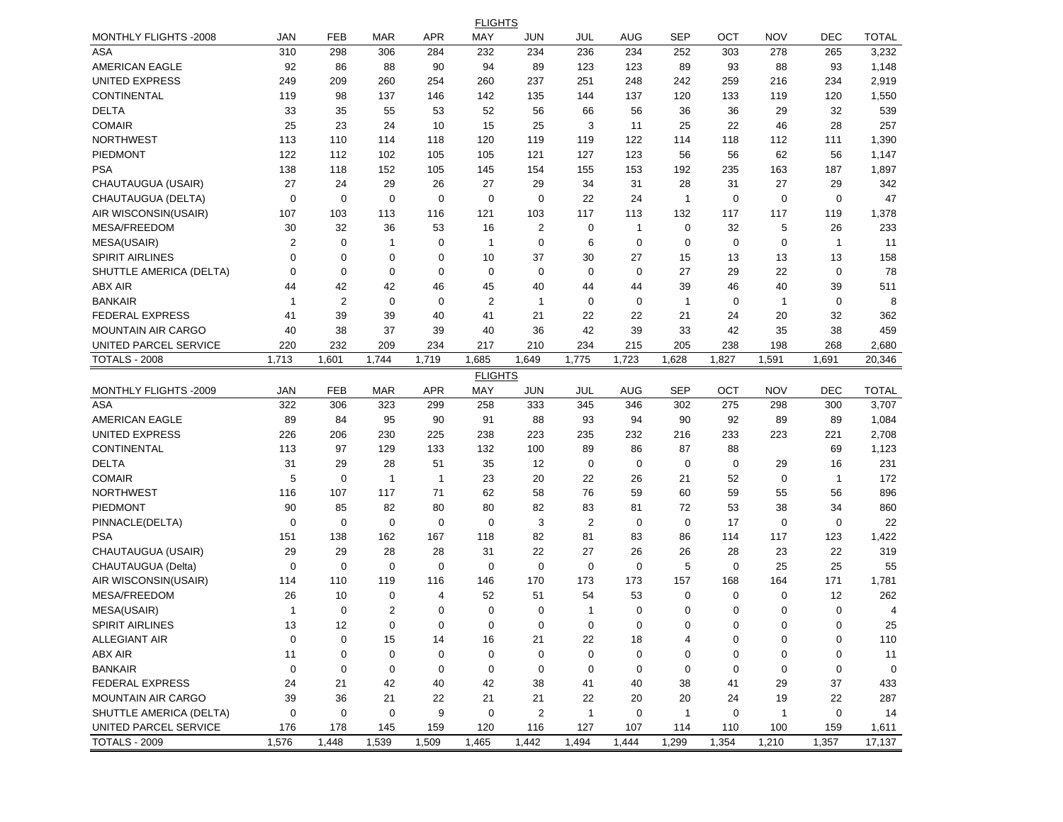## FLIGHTS

| MONTHLY FLIGHTS -2008 | JAN | FEB | MAR | APR | MAY | JUN | JUL | AUG | SEP | OCT | NOV | DEC | TOTAL |
|---|---|---|---|---|---|---|---|---|---|---|---|---|---|
| ASA | 310 | 298 | 306 | 284 | 232 | 234 | 236 | 234 | 252 | 303 | 278 | 265 | 3,232 |
| AMERICAN EAGLE | 92 | 86 | 88 | 90 | 94 | 89 | 123 | 123 | 89 | 93 | 88 | 93 | 1,148 |
| UNITED EXPRESS | 249 | 209 | 260 | 254 | 260 | 237 | 251 | 248 | 242 | 259 | 216 | 234 | 2,919 |
| CONTINENTAL | 119 | 98 | 137 | 146 | 142 | 135 | 144 | 137 | 120 | 133 | 119 | 120 | 1,550 |
| DELTA | 33 | 35 | 55 | 53 | 52 | 56 | 66 | 56 | 36 | 36 | 29 | 32 | 539 |
| COMAIR | 25 | 23 | 24 | 10 | 15 | 25 | 3 | 11 | 25 | 22 | 46 | 28 | 257 |
| NORTHWEST | 113 | 110 | 114 | 118 | 120 | 119 | 119 | 122 | 114 | 118 | 112 | 111 | 1,390 |
| PIEDMONT | 122 | 112 | 102 | 105 | 105 | 121 | 127 | 123 | 56 | 56 | 62 | 56 | 1,147 |
| PSA | 138 | 118 | 152 | 105 | 145 | 154 | 155 | 153 | 192 | 235 | 163 | 187 | 1,897 |
| CHAUTAUGUA (USAIR) | 27 | 24 | 29 | 26 | 27 | 29 | 34 | 31 | 28 | 31 | 27 | 29 | 342 |
| CHAUTAUGUA (DELTA) | 0 | 0 | 0 | 0 | 0 | 0 | 22 | 24 | 1 | 0 | 0 | 0 | 47 |
| AIR WISCONSIN(USAIR) | 107 | 103 | 113 | 116 | 121 | 103 | 117 | 113 | 132 | 117 | 117 | 119 | 1,378 |
| MESA/FREEDOM | 30 | 32 | 36 | 53 | 16 | 2 | 0 | 1 | 0 | 32 | 5 | 26 | 233 |
| MESA(USAIR) | 2 | 0 | 1 | 0 | 1 | 0 | 6 | 0 | 0 | 0 | 0 | 1 | 11 |
| SPIRIT AIRLINES | 0 | 0 | 0 | 0 | 10 | 37 | 30 | 27 | 15 | 13 | 13 | 13 | 158 |
| SHUTTLE AMERICA (DELTA) | 0 | 0 | 0 | 0 | 0 | 0 | 0 | 0 | 27 | 29 | 22 | 0 | 78 |
| ABX AIR | 44 | 42 | 42 | 46 | 45 | 40 | 44 | 44 | 39 | 46 | 40 | 39 | 511 |
| BANKAIR | 1 | 2 | 0 | 0 | 2 | 1 | 0 | 0 | 1 | 0 | 1 | 0 | 8 |
| FEDERAL EXPRESS | 41 | 39 | 39 | 40 | 41 | 21 | 22 | 22 | 21 | 24 | 20 | 32 | 362 |
| MOUNTAIN AIR CARGO | 40 | 38 | 37 | 39 | 40 | 36 | 42 | 39 | 33 | 42 | 35 | 38 | 459 |
| UNITED PARCEL SERVICE | 220 | 232 | 209 | 234 | 217 | 210 | 234 | 215 | 205 | 238 | 198 | 268 | 2,680 |
| TOTALS - 2008 | 1,713 | 1,601 | 1,744 | 1,719 | 1,685 | 1,649 | 1,775 | 1,723 | 1,628 | 1,827 | 1,591 | 1,691 | 20,346 |

## FLIGHTS

| MONTHLY FLIGHTS -2009 | JAN | FEB | MAR | APR | MAY | JUN | JUL | AUG | SEP | OCT | NOV | DEC | TOTAL |
|---|---|---|---|---|---|---|---|---|---|---|---|---|---|
| ASA | 322 | 306 | 323 | 299 | 258 | 333 | 345 | 346 | 302 | 275 | 298 | 300 | 3,707 |
| AMERICAN EAGLE | 89 | 84 | 95 | 90 | 91 | 88 | 93 | 94 | 90 | 92 | 89 | 89 | 1,084 |
| UNITED EXPRESS | 226 | 206 | 230 | 225 | 238 | 223 | 235 | 232 | 216 | 233 | 223 | 221 | 2,708 |
| CONTINENTAL | 113 | 97 | 129 | 133 | 132 | 100 | 89 | 86 | 87 | 88 | | 69 | 1,123 |
| DELTA | 31 | 29 | 28 | 51 | 35 | 12 | 0 | 0 | 0 | 0 | 29 | 16 | 231 |
| COMAIR | 5 | 0 | 1 | 1 | 23 | 20 | 22 | 26 | 21 | 52 | 0 | 1 | 172 |
| NORTHWEST | 116 | 107 | 117 | 71 | 62 | 58 | 76 | 59 | 60 | 59 | 55 | 56 | 896 |
| PIEDMONT | 90 | 85 | 82 | 80 | 80 | 82 | 83 | 81 | 72 | 53 | 38 | 34 | 860 |
| PINNACLE(DELTA) | 0 | 0 | 0 | 0 | 0 | 3 | 2 | 0 | 0 | 17 | 0 | 0 | 22 |
| PSA | 151 | 138 | 162 | 167 | 118 | 82 | 81 | 83 | 86 | 114 | 117 | 123 | 1,422 |
| CHAUTAUGUA (USAIR) | 29 | 29 | 28 | 28 | 31 | 22 | 27 | 26 | 26 | 28 | 23 | 22 | 319 |
| CHAUTAUGUA (Delta) | 0 | 0 | 0 | 0 | 0 | 0 | 0 | 0 | 5 | 0 | 25 | 25 | 55 |
| AIR WISCONSIN(USAIR) | 114 | 110 | 119 | 116 | 146 | 170 | 173 | 173 | 157 | 168 | 164 | 171 | 1,781 |
| MESA/FREEDOM | 26 | 10 | 0 | 4 | 52 | 51 | 54 | 53 | 0 | 0 | 0 | 12 | 262 |
| MESA(USAIR) | 1 | 0 | 2 | 0 | 0 | 0 | 1 | 0 | 0 | 0 | 0 | 0 | 4 |
| SPIRIT AIRLINES | 13 | 12 | 0 | 0 | 0 | 0 | 0 | 0 | 0 | 0 | 0 | 0 | 25 |
| ALLEGIANT AIR | 0 | 0 | 15 | 14 | 16 | 21 | 22 | 18 | 4 | 0 | 0 | 0 | 110 |
| ABX AIR | 11 | 0 | 0 | 0 | 0 | 0 | 0 | 0 | 0 | 0 | 0 | 0 | 11 |
| BANKAIR | 0 | 0 | 0 | 0 | 0 | 0 | 0 | 0 | 0 | 0 | 0 | 0 | 0 |
| FEDERAL EXPRESS | 24 | 21 | 42 | 40 | 42 | 38 | 41 | 40 | 38 | 41 | 29 | 37 | 433 |
| MOUNTAIN AIR CARGO | 39 | 36 | 21 | 22 | 21 | 21 | 22 | 20 | 20 | 24 | 19 | 22 | 287 |
| SHUTTLE AMERICA (DELTA) | 0 | 0 | 0 | 9 | 0 | 2 | 1 | 0 | 1 | 0 | 1 | 0 | 14 |
| UNITED PARCEL SERVICE | 176 | 178 | 145 | 159 | 120 | 116 | 127 | 107 | 114 | 110 | 100 | 159 | 1,611 |
| TOTALS - 2009 | 1,576 | 1,448 | 1,539 | 1,509 | 1,465 | 1,442 | 1,494 | 1,444 | 1,299 | 1,354 | 1,210 | 1,357 | 17,137 |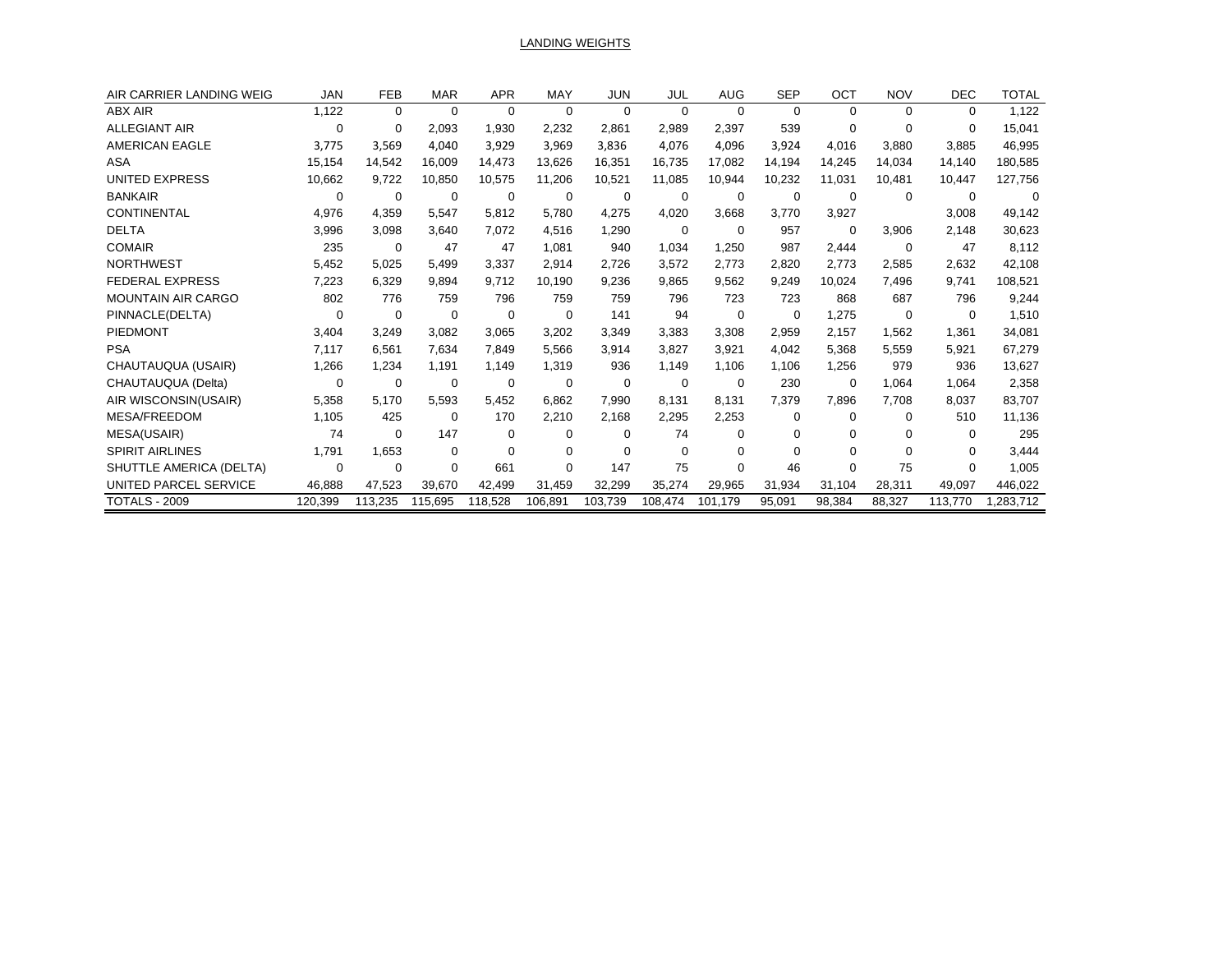LANDING WEIGHTS

| AIR CARRIER LANDING WEIG | JAN | FEB | MAR | APR | MAY | JUN | JUL | AUG | SEP | OCT | NOV | DEC | TOTAL |
|---|---|---|---|---|---|---|---|---|---|---|---|---|---|
| ABX AIR | 1,122 | 0 | 0 | 0 | 0 | 0 | 0 | 0 | 0 | 0 | 0 | 0 | 1,122 |
| ALLEGIANT AIR | 0 | 0 | 2,093 | 1,930 | 2,232 | 2,861 | 2,989 | 2,397 | 539 | 0 | 0 | 0 | 15,041 |
| AMERICAN EAGLE | 3,775 | 3,569 | 4,040 | 3,929 | 3,969 | 3,836 | 4,076 | 4,096 | 3,924 | 4,016 | 3,880 | 3,885 | 46,995 |
| ASA | 15,154 | 14,542 | 16,009 | 14,473 | 13,626 | 16,351 | 16,735 | 17,082 | 14,194 | 14,245 | 14,034 | 14,140 | 180,585 |
| UNITED EXPRESS | 10,662 | 9,722 | 10,850 | 10,575 | 11,206 | 10,521 | 11,085 | 10,944 | 10,232 | 11,031 | 10,481 | 10,447 | 127,756 |
| BANKAIR | 0 | 0 | 0 | 0 | 0 | 0 | 0 | 0 | 0 | 0 | 0 | 0 | 0 |
| CONTINENTAL | 4,976 | 4,359 | 5,547 | 5,812 | 5,780 | 4,275 | 4,020 | 3,668 | 3,770 | 3,927 | | 3,008 | 49,142 |
| DELTA | 3,996 | 3,098 | 3,640 | 7,072 | 4,516 | 1,290 | 0 | 0 | 957 | 0 | 3,906 | 2,148 | 30,623 |
| COMAIR | 235 | 0 | 47 | 47 | 1,081 | 940 | 1,034 | 1,250 | 987 | 2,444 | 0 | 47 | 8,112 |
| NORTHWEST | 5,452 | 5,025 | 5,499 | 3,337 | 2,914 | 2,726 | 3,572 | 2,773 | 2,820 | 2,773 | 2,585 | 2,632 | 42,108 |
| FEDERAL EXPRESS | 7,223 | 6,329 | 9,894 | 9,712 | 10,190 | 9,236 | 9,865 | 9,562 | 9,249 | 10,024 | 7,496 | 9,741 | 108,521 |
| MOUNTAIN AIR CARGO | 802 | 776 | 759 | 796 | 759 | 759 | 796 | 723 | 723 | 868 | 687 | 796 | 9,244 |
| PINNACLE(DELTA) | 0 | 0 | 0 | 0 | 0 | 141 | 94 | 0 | 0 | 1,275 | 0 | 0 | 1,510 |
| PIEDMONT | 3,404 | 3,249 | 3,082 | 3,065 | 3,202 | 3,349 | 3,383 | 3,308 | 2,959 | 2,157 | 1,562 | 1,361 | 34,081 |
| PSA | 7,117 | 6,561 | 7,634 | 7,849 | 5,566 | 3,914 | 3,827 | 3,921 | 4,042 | 5,368 | 5,559 | 5,921 | 67,279 |
| CHAUTAUQUA (USAIR) | 1,266 | 1,234 | 1,191 | 1,149 | 1,319 | 936 | 1,149 | 1,106 | 1,106 | 1,256 | 979 | 936 | 13,627 |
| CHAUTAUQUA (Delta) | 0 | 0 | 0 | 0 | 0 | 0 | 0 | 0 | 230 | 0 | 1,064 | 1,064 | 2,358 |
| AIR WISCONSIN(USAIR) | 5,358 | 5,170 | 5,593 | 5,452 | 6,862 | 7,990 | 8,131 | 8,131 | 7,379 | 7,896 | 7,708 | 8,037 | 83,707 |
| MESA/FREEDOM | 1,105 | 425 | 0 | 170 | 2,210 | 2,168 | 2,295 | 2,253 | 0 | 0 | 0 | 510 | 11,136 |
| MESA(USAIR) | 74 | 0 | 147 | 0 | 0 | 0 | 74 | 0 | 0 | 0 | 0 | 0 | 295 |
| SPIRIT AIRLINES | 1,791 | 1,653 | 0 | 0 | 0 | 0 | 0 | 0 | 0 | 0 | 0 | 0 | 3,444 |
| SHUTTLE AMERICA (DELTA) | 0 | 0 | 0 | 661 | 0 | 147 | 75 | 0 | 46 | 0 | 75 | 0 | 1,005 |
| UNITED PARCEL SERVICE | 46,888 | 47,523 | 39,670 | 42,499 | 31,459 | 32,299 | 35,274 | 29,965 | 31,934 | 31,104 | 28,311 | 49,097 | 446,022 |
| TOTALS - 2009 | 120,399 | 113,235 | 115,695 | 118,528 | 106,891 | 103,739 | 108,474 | 101,179 | 95,091 | 98,384 | 88,327 | 113,770 | 1,283,712 |